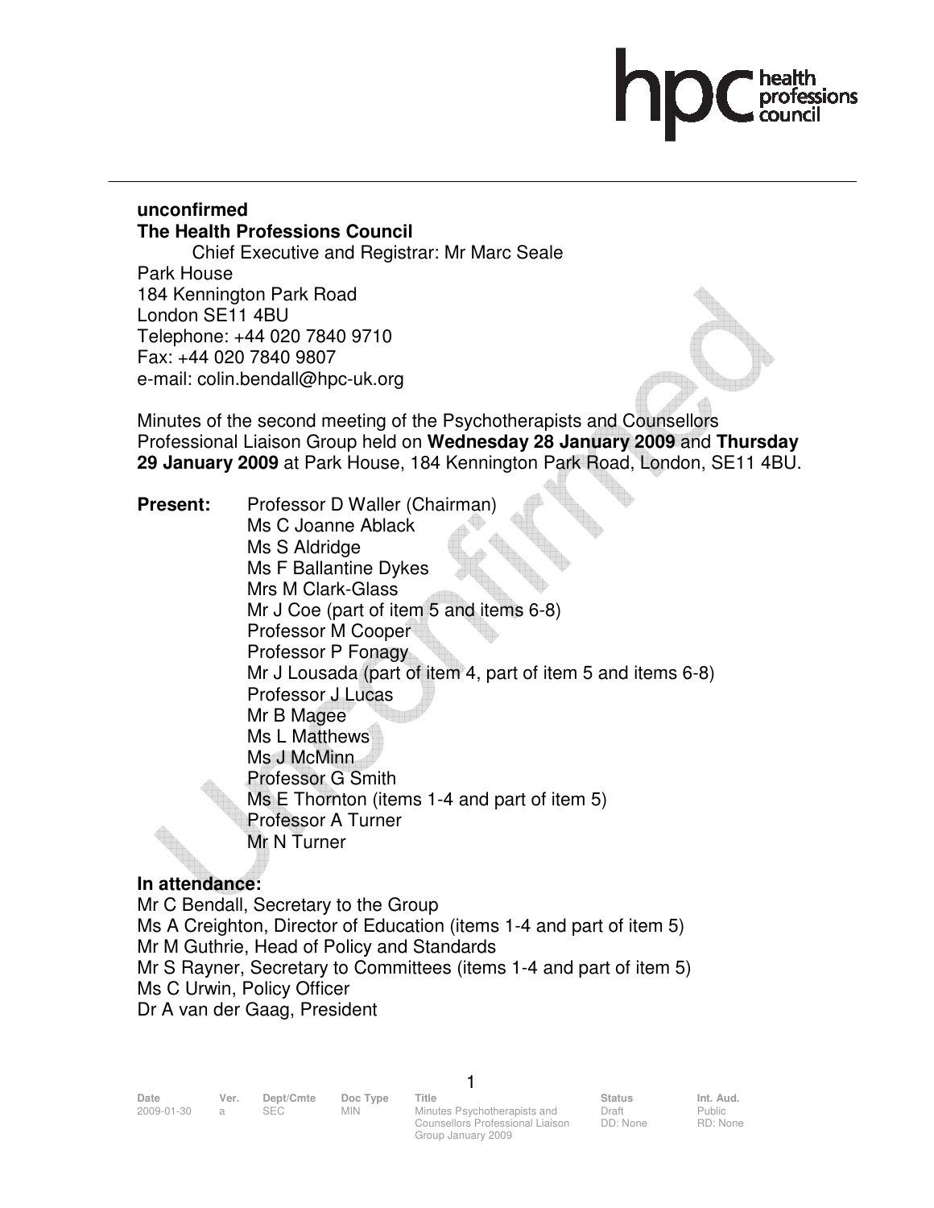**unconfirmed**
**The Health Professions Council**

Chief Executive and Registrar: Mr Marc Seale
Park House
184 Kennington Park Road
London SE11 4BU
Telephone: +44 020 7840 9710
Fax: +44 020 7840 9807
e-mail: colin.bendall@hpc-uk.org

Minutes of the second meeting of the Psychotherapists and Counsellors Professional Liaison Group held on **Wednesday 28 January 2009** and **Thursday 29 January 2009** at Park House, 184 Kennington Park Road, London, SE11 4BU.

**Present:**
Professor D Waller (Chairman)
Ms C Joanne Ablack
Ms S Aldridge
Ms F Ballantine Dykes
Mrs M Clark-Glass
Mr J Coe (part of item 5 and items 6-8)
Professor M Cooper
Professor P Fonagy
Mr J Lousada (part of item 4, part of item 5 and items 6-8)
Professor J Lucas
Mr B Magee
Ms L Matthews
Ms J McMinn
Professor G Smith
Ms E Thornton (items 1-4 and part of item 5)
Professor A Turner
Mr N Turner

**In attendance:**
Mr C Bendall, Secretary to the Group
Ms A Creighton, Director of Education (items 1-4 and part of item 5)
Mr M Guthrie, Head of Policy and Standards
Mr S Rayner, Secretary to Committees (items 1-4 and part of item 5)
Ms C Urwin, Policy Officer
Dr A van der Gaag, President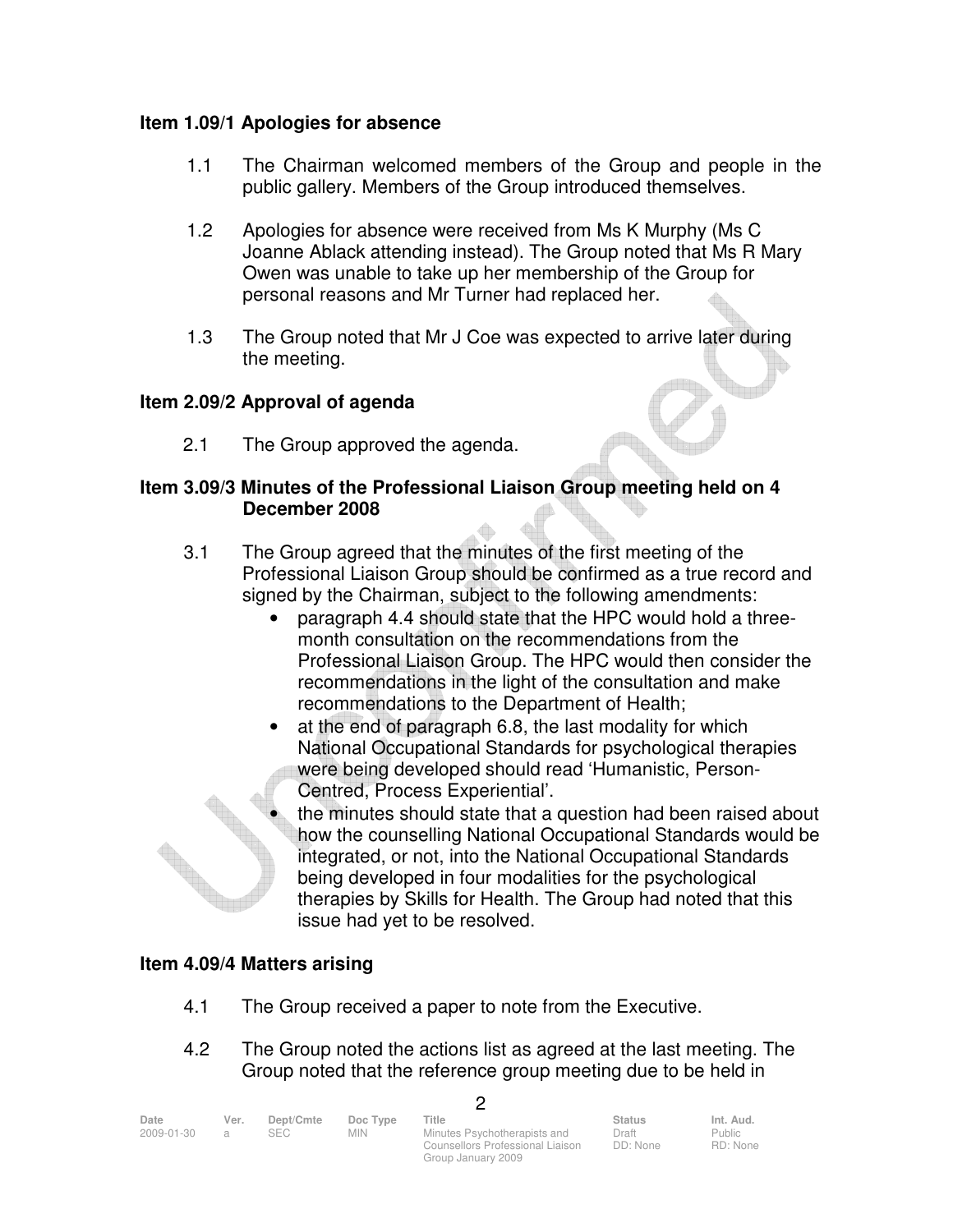## Item 1.09/1 Apologies for absence

1.1 The Chairman welcomed members of the Group and people in the public gallery. Members of the Group introduced themselves.

1.2 Apologies for absence were received from Ms K Murphy (Ms C Joanne Ablack attending instead). The Group noted that Ms R Mary Owen was unable to take up her membership of the Group for personal reasons and Mr Turner had replaced her.

1.3 The Group noted that Mr J Coe was expected to arrive later during the meeting.

## Item 2.09/2 Approval of agenda

2.1 The Group approved the agenda.

## Item 3.09/3 Minutes of the Professional Liaison Group meeting held on 4 December 2008

3.1 The Group agreed that the minutes of the first meeting of the Professional Liaison Group should be confirmed as a true record and signed by the Chairman, subject to the following amendments:

- paragraph 4.4 should state that the HPC would hold a three-month consultation on the recommendations from the Professional Liaison Group. The HPC would then consider the recommendations in the light of the consultation and make recommendations to the Department of Health;
- at the end of paragraph 6.8, the last modality for which National Occupational Standards for psychological therapies were being developed should read 'Humanistic, Person-Centred, Process Experiential'.
- the minutes should state that a question had been raised about how the counselling National Occupational Standards would be integrated, or not, into the National Occupational Standards being developed in four modalities for the psychological therapies by Skills for Health. The Group had noted that this issue had yet to be resolved.

## Item 4.09/4 Matters arising

4.1 The Group received a paper to note from the Executive.

4.2 The Group noted the actions list as agreed at the last meeting. The Group noted that the reference group meeting due to be held in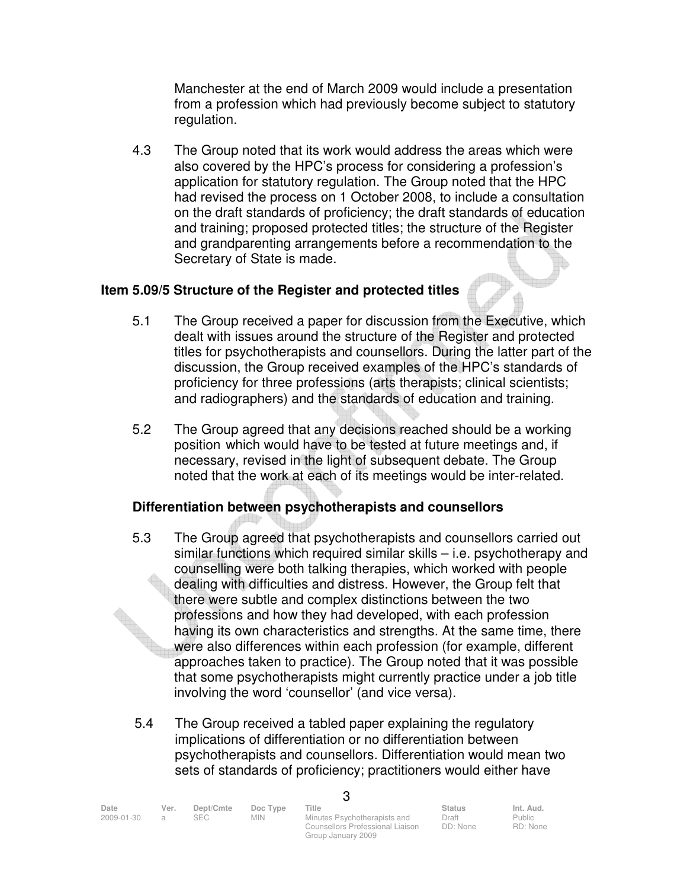Manchester at the end of March 2009 would include a presentation from a profession which had previously become subject to statutory regulation.

4.3 The Group noted that its work would address the areas which were also covered by the HPC's process for considering a profession's application for statutory regulation. The Group noted that the HPC had revised the process on 1 October 2008, to include a consultation on the draft standards of proficiency; the draft standards of education and training; proposed protected titles; the structure of the Register and grandparenting arrangements before a recommendation to the Secretary of State is made.

## Item 5.09/5 Structure of the Register and protected titles

5.1 The Group received a paper for discussion from the Executive, which dealt with issues around the structure of the Register and protected titles for psychotherapists and counsellors. During the latter part of the discussion, the Group received examples of the HPC's standards of proficiency for three professions (arts therapists; clinical scientists; and radiographers) and the standards of education and training.

5.2 The Group agreed that any decisions reached should be a working position which would have to be tested at future meetings and, if necessary, revised in the light of subsequent debate. The Group noted that the work at each of its meetings would be inter-related.

### Differentiation between psychotherapists and counsellors

5.3 The Group agreed that psychotherapists and counsellors carried out similar functions which required similar skills – i.e. psychotherapy and counselling were both talking therapies, which worked with people dealing with difficulties and distress. However, the Group felt that there were subtle and complex distinctions between the two professions and how they had developed, with each profession having its own characteristics and strengths. At the same time, there were also differences within each profession (for example, different approaches taken to practice). The Group noted that it was possible that some psychotherapists might currently practice under a job title involving the word 'counsellor' (and vice versa).

5.4 The Group received a tabled paper explaining the regulatory implications of differentiation or no differentiation between psychotherapists and counsellors. Differentiation would mean two sets of standards of proficiency; practitioners would either have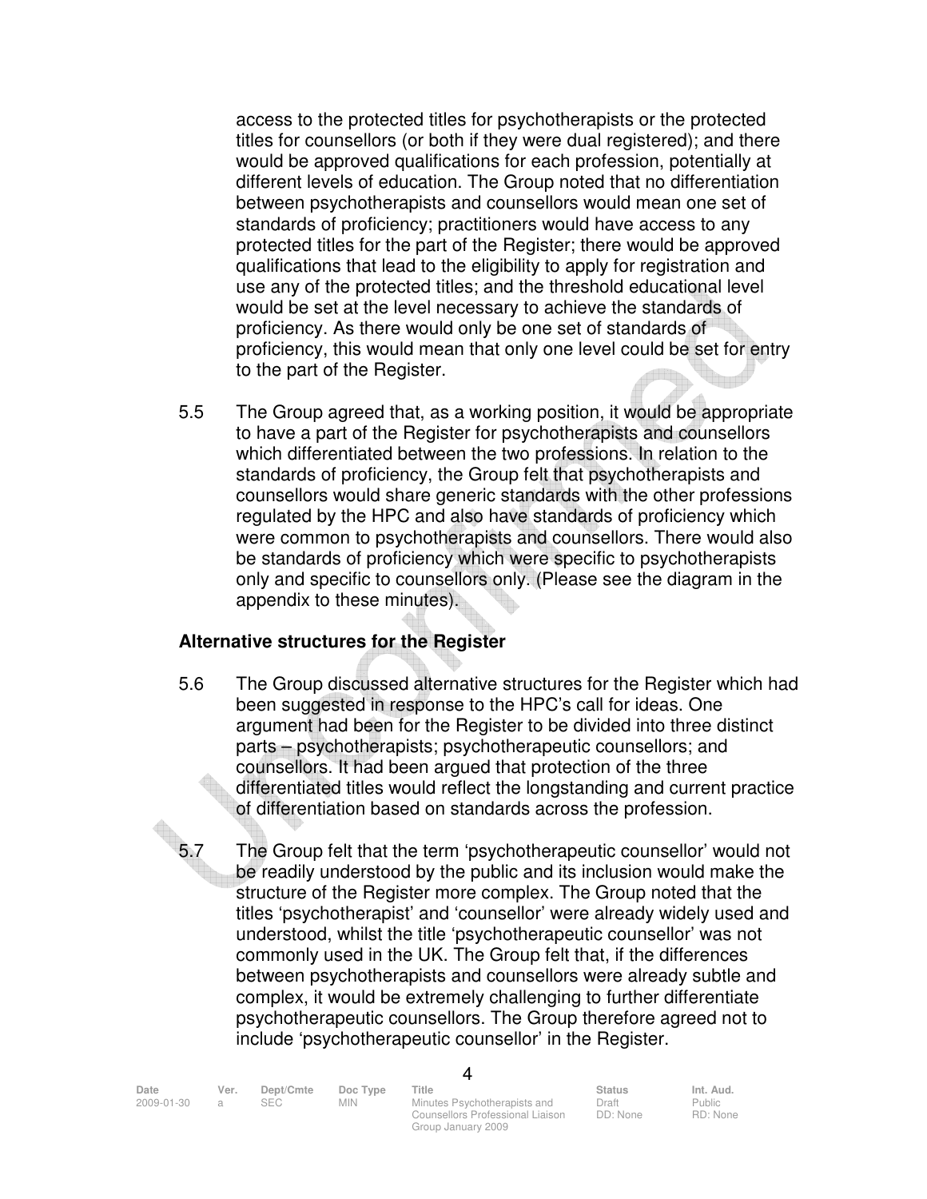access to the protected titles for psychotherapists or the protected titles for counsellors (or both if they were dual registered); and there would be approved qualifications for each profession, potentially at different levels of education. The Group noted that no differentiation between psychotherapists and counsellors would mean one set of standards of proficiency; practitioners would have access to any protected titles for the part of the Register; there would be approved qualifications that lead to the eligibility to apply for registration and use any of the protected titles; and the threshold educational level would be set at the level necessary to achieve the standards of proficiency. As there would only be one set of standards of proficiency, this would mean that only one level could be set for entry to the part of the Register.

5.5 The Group agreed that, as a working position, it would be appropriate to have a part of the Register for psychotherapists and counsellors which differentiated between the two professions. In relation to the standards of proficiency, the Group felt that psychotherapists and counsellors would share generic standards with the other professions regulated by the HPC and also have standards of proficiency which were common to psychotherapists and counsellors. There would also be standards of proficiency which were specific to psychotherapists only and specific to counsellors only. (Please see the diagram in the appendix to these minutes).

### Alternative structures for the Register

5.6 The Group discussed alternative structures for the Register which had been suggested in response to the HPC's call for ideas. One argument had been for the Register to be divided into three distinct parts – psychotherapists; psychotherapeutic counsellors; and counsellors. It had been argued that protection of the three differentiated titles would reflect the longstanding and current practice of differentiation based on standards across the profession.

5.7 The Group felt that the term 'psychotherapeutic counsellor' would not be readily understood by the public and its inclusion would make the structure of the Register more complex. The Group noted that the titles 'psychotherapist' and 'counsellor' were already widely used and understood, whilst the title 'psychotherapeutic counsellor' was not commonly used in the UK. The Group felt that, if the differences between psychotherapists and counsellors were already subtle and complex, it would be extremely challenging to further differentiate psychotherapeutic counsellors. The Group therefore agreed not to include 'psychotherapeutic counsellor' in the Register.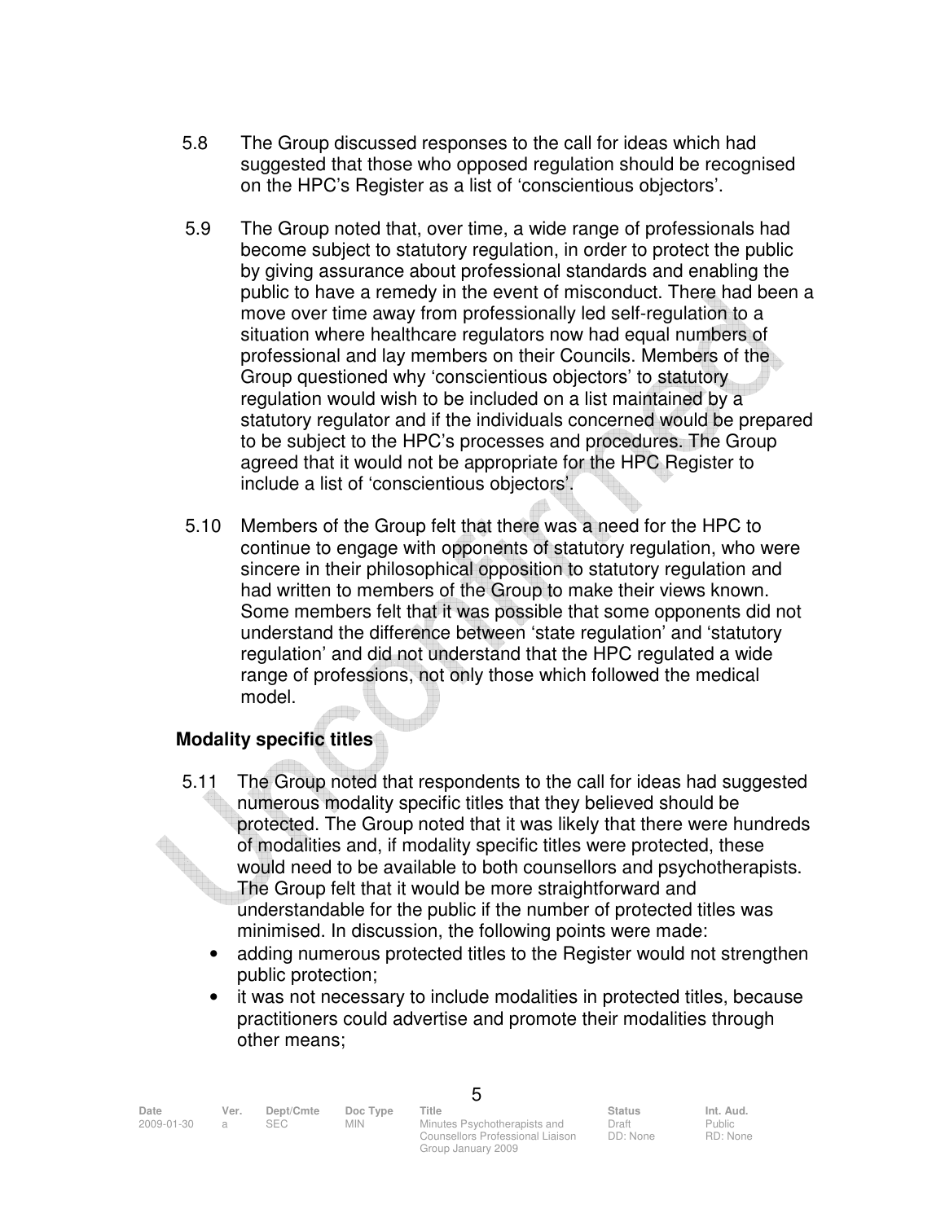5.8 The Group discussed responses to the call for ideas which had suggested that those who opposed regulation should be recognised on the HPC's Register as a list of 'conscientious objectors'.

5.9 The Group noted that, over time, a wide range of professionals had become subject to statutory regulation, in order to protect the public by giving assurance about professional standards and enabling the public to have a remedy in the event of misconduct. There had been a move over time away from professionally led self-regulation to a situation where healthcare regulators now had equal numbers of professional and lay members on their Councils. Members of the Group questioned why 'conscientious objectors' to statutory regulation would wish to be included on a list maintained by a statutory regulator and if the individuals concerned would be prepared to be subject to the HPC's processes and procedures. The Group agreed that it would not be appropriate for the HPC Register to include a list of 'conscientious objectors'.

5.10 Members of the Group felt that there was a need for the HPC to continue to engage with opponents of statutory regulation, who were sincere in their philosophical opposition to statutory regulation and had written to members of the Group to make their views known. Some members felt that it was possible that some opponents did not understand the difference between 'state regulation' and 'statutory regulation' and did not understand that the HPC regulated a wide range of professions, not only those which followed the medical model.

**Modality specific titles**

5.11 The Group noted that respondents to the call for ideas had suggested numerous modality specific titles that they believed should be protected. The Group noted that it was likely that there were hundreds of modalities and, if modality specific titles were protected, these would need to be available to both counsellors and psychotherapists. The Group felt that it would be more straightforward and understandable for the public if the number of protected titles was minimised. In discussion, the following points were made:

- adding numerous protected titles to the Register would not strengthen public protection;
- it was not necessary to include modalities in protected titles, because practitioners could advertise and promote their modalities through other means;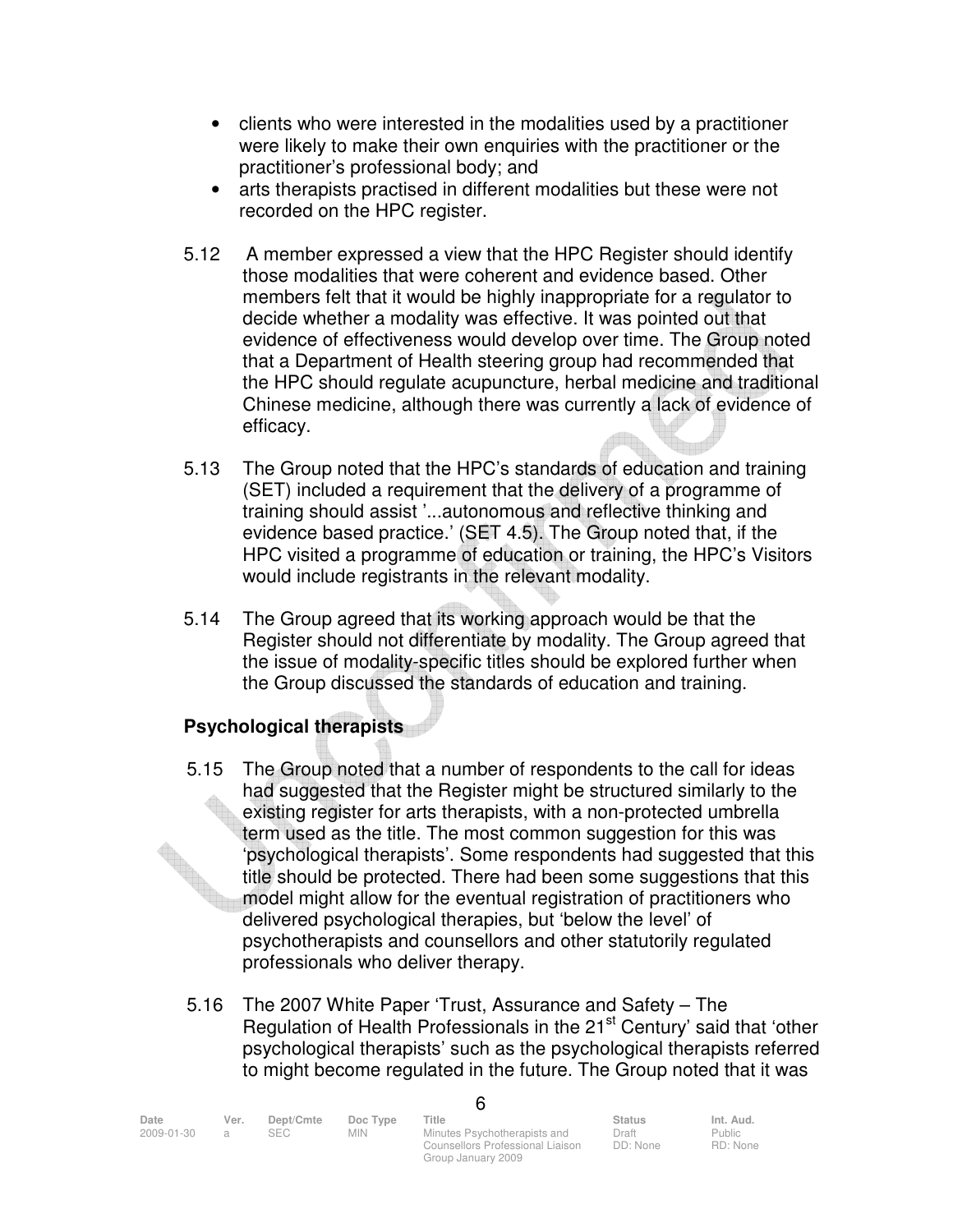- clients who were interested in the modalities used by a practitioner were likely to make their own enquiries with the practitioner or the practitioner's professional body; and
- arts therapists practised in different modalities but these were not recorded on the HPC register.

5.12 A member expressed a view that the HPC Register should identify those modalities that were coherent and evidence based. Other members felt that it would be highly inappropriate for a regulator to decide whether a modality was effective. It was pointed out that evidence of effectiveness would develop over time. The Group noted that a Department of Health steering group had recommended that the HPC should regulate acupuncture, herbal medicine and traditional Chinese medicine, although there was currently a lack of evidence of efficacy.

5.13 The Group noted that the HPC's standards of education and training (SET) included a requirement that the delivery of a programme of training should assist '...autonomous and reflective thinking and evidence based practice.' (SET 4.5). The Group noted that, if the HPC visited a programme of education or training, the HPC's Visitors would include registrants in the relevant modality.

5.14 The Group agreed that its working approach would be that the Register should not differentiate by modality. The Group agreed that the issue of modality-specific titles should be explored further when the Group discussed the standards of education and training.

**Psychological therapists**

5.15 The Group noted that a number of respondents to the call for ideas had suggested that the Register might be structured similarly to the existing register for arts therapists, with a non-protected umbrella term used as the title. The most common suggestion for this was 'psychological therapists'. Some respondents had suggested that this title should be protected. There had been some suggestions that this model might allow for the eventual registration of practitioners who delivered psychological therapies, but 'below the level' of psychotherapists and counsellors and other statutorily regulated professionals who deliver therapy.

5.16 The 2007 White Paper 'Trust, Assurance and Safety – The Regulation of Health Professionals in the 21st Century' said that 'other psychological therapists' such as the psychological therapists referred to might become regulated in the future. The Group noted that it was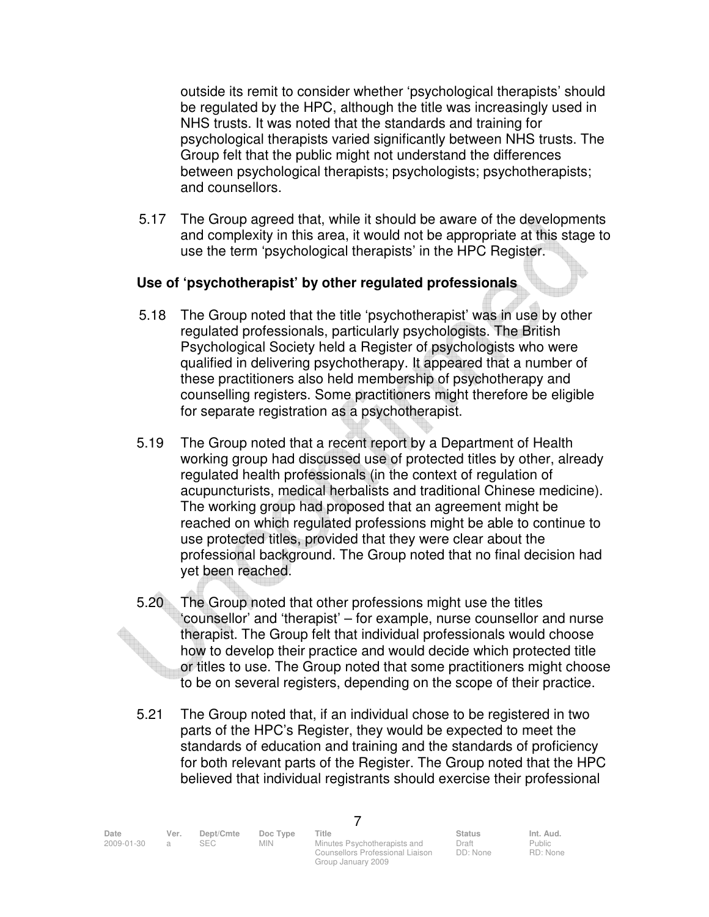outside its remit to consider whether 'psychological therapists' should be regulated by the HPC, although the title was increasingly used in NHS trusts. It was noted that the standards and training for psychological therapists varied significantly between NHS trusts. The Group felt that the public might not understand the differences between psychological therapists; psychologists; psychotherapists; and counsellors.

5.17 The Group agreed that, while it should be aware of the developments and complexity in this area, it would not be appropriate at this stage to use the term 'psychological therapists' in the HPC Register.

**Use of 'psychotherapist' by other regulated professionals**

5.18 The Group noted that the title 'psychotherapist' was in use by other regulated professionals, particularly psychologists. The British Psychological Society held a Register of psychologists who were qualified in delivering psychotherapy. It appeared that a number of these practitioners also held membership of psychotherapy and counselling registers. Some practitioners might therefore be eligible for separate registration as a psychotherapist.

5.19 The Group noted that a recent report by a Department of Health working group had discussed use of protected titles by other, already regulated health professionals (in the context of regulation of acupuncturists, medical herbalists and traditional Chinese medicine). The working group had proposed that an agreement might be reached on which regulated professions might be able to continue to use protected titles, provided that they were clear about the professional background. The Group noted that no final decision had yet been reached.

5.20 The Group noted that other professions might use the titles 'counsellor' and 'therapist' – for example, nurse counsellor and nurse therapist. The Group felt that individual professionals would choose how to develop their practice and would decide which protected title or titles to use. The Group noted that some practitioners might choose to be on several registers, depending on the scope of their practice.

5.21 The Group noted that, if an individual chose to be registered in two parts of the HPC's Register, they would be expected to meet the standards of education and training and the standards of proficiency for both relevant parts of the Register. The Group noted that the HPC believed that individual registrants should exercise their professional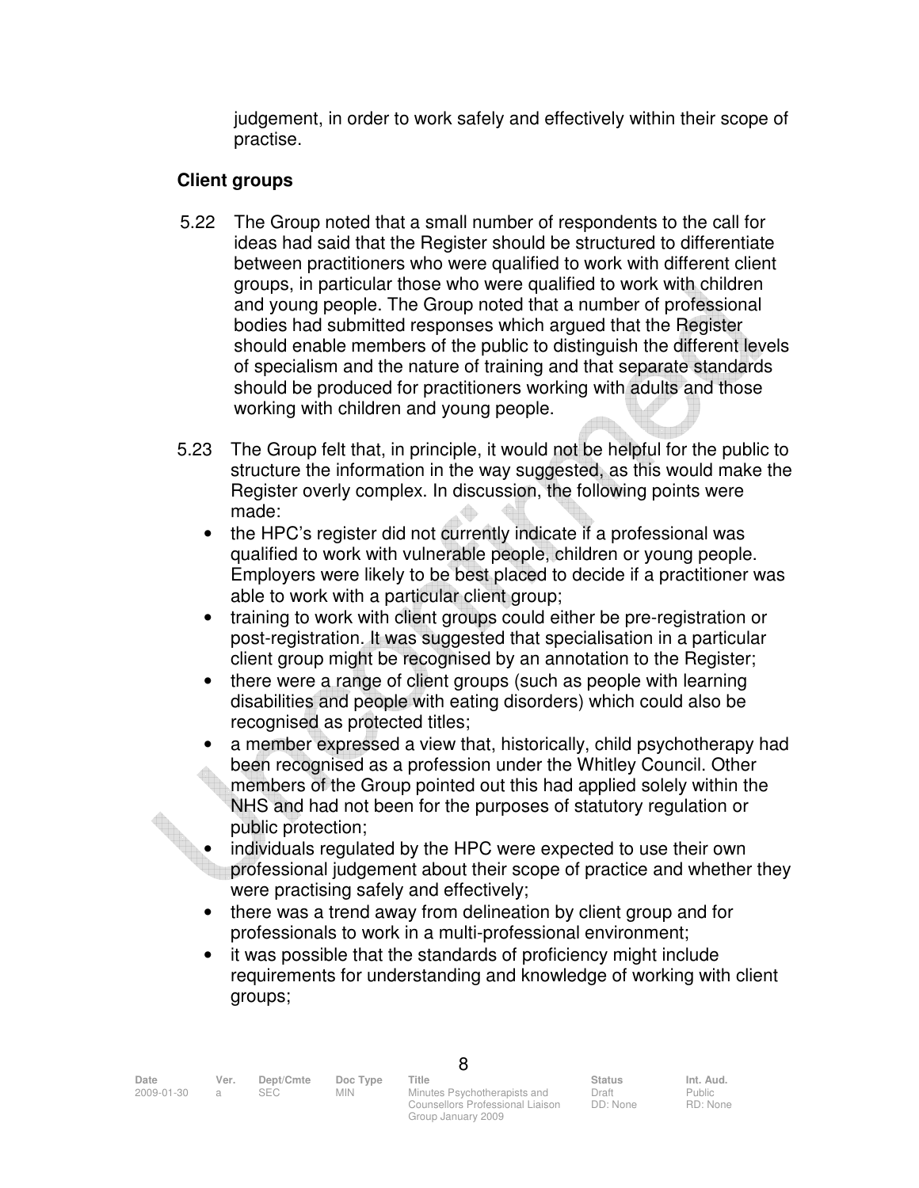judgement, in order to work safely and effectively within their scope of practise.

**Client groups**

5.22 The Group noted that a small number of respondents to the call for ideas had said that the Register should be structured to differentiate between practitioners who were qualified to work with different client groups, in particular those who were qualified to work with children and young people. The Group noted that a number of professional bodies had submitted responses which argued that the Register should enable members of the public to distinguish the different levels of specialism and the nature of training and that separate standards should be produced for practitioners working with adults and those working with children and young people.

5.23 The Group felt that, in principle, it would not be helpful for the public to structure the information in the way suggested, as this would make the Register overly complex. In discussion, the following points were made:

- the HPC's register did not currently indicate if a professional was qualified to work with vulnerable people, children or young people. Employers were likely to be best placed to decide if a practitioner was able to work with a particular client group;
- training to work with client groups could either be pre-registration or post-registration. It was suggested that specialisation in a particular client group might be recognised by an annotation to the Register;
- there were a range of client groups (such as people with learning disabilities and people with eating disorders) which could also be recognised as protected titles;
- a member expressed a view that, historically, child psychotherapy had been recognised as a profession under the Whitley Council. Other members of the Group pointed out this had applied solely within the NHS and had not been for the purposes of statutory regulation or public protection;
- individuals regulated by the HPC were expected to use their own professional judgement about their scope of practice and whether they were practising safely and effectively;
- there was a trend away from delineation by client group and for professionals to work in a multi-professional environment;
- it was possible that the standards of proficiency might include requirements for understanding and knowledge of working with client groups;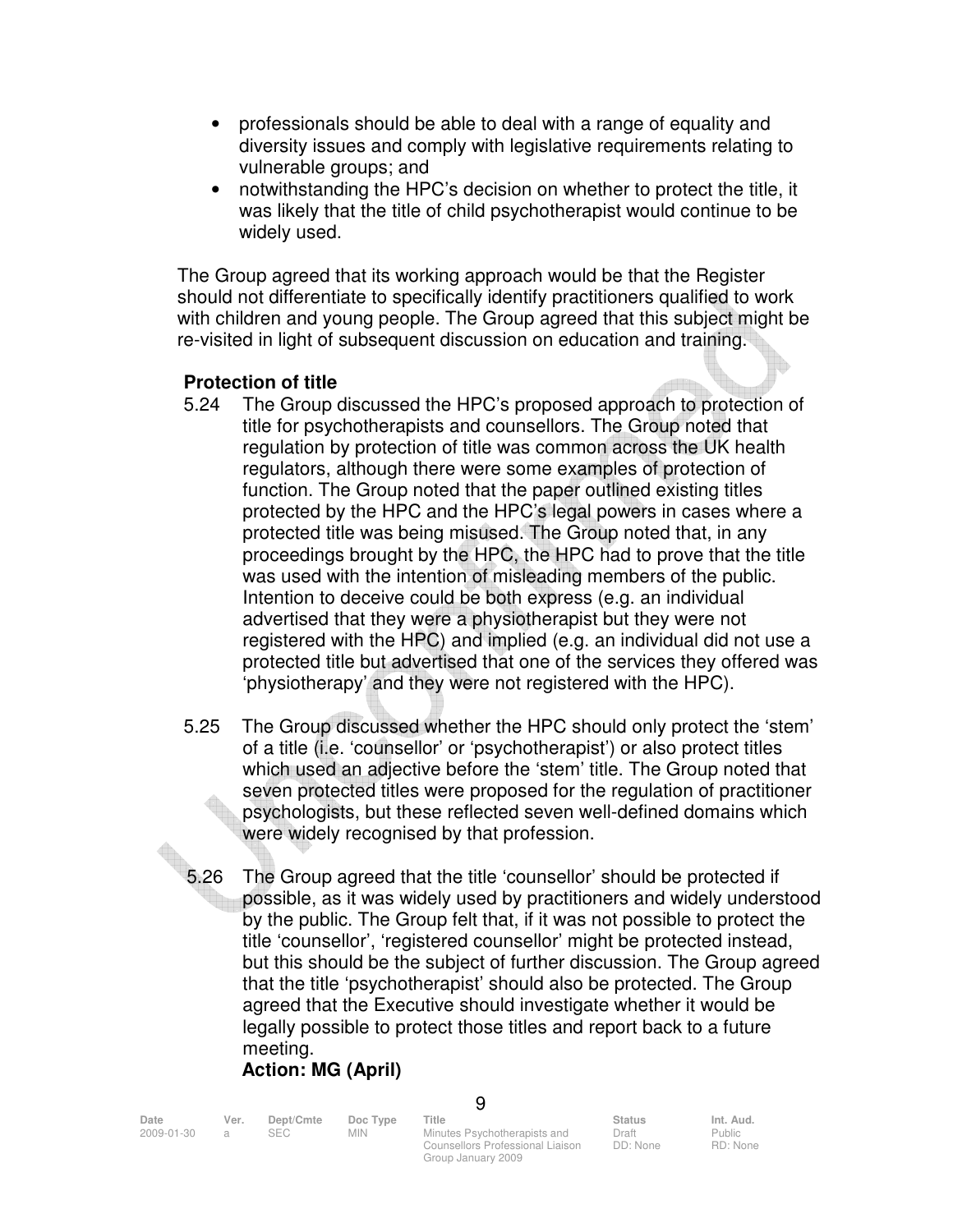- professionals should be able to deal with a range of equality and diversity issues and comply with legislative requirements relating to vulnerable groups; and
- notwithstanding the HPC's decision on whether to protect the title, it was likely that the title of child psychotherapist would continue to be widely used.

The Group agreed that its working approach would be that the Register should not differentiate to specifically identify practitioners qualified to work with children and young people. The Group agreed that this subject might be re-visited in light of subsequent discussion on education and training.

**Protection of title**

5.24 The Group discussed the HPC's proposed approach to protection of title for psychotherapists and counsellors. The Group noted that regulation by protection of title was common across the UK health regulators, although there were some examples of protection of function. The Group noted that the paper outlined existing titles protected by the HPC and the HPC's legal powers in cases where a protected title was being misused. The Group noted that, in any proceedings brought by the HPC, the HPC had to prove that the title was used with the intention of misleading members of the public. Intention to deceive could be both express (e.g. an individual advertised that they were a physiotherapist but they were not registered with the HPC) and implied (e.g. an individual did not use a protected title but advertised that one of the services they offered was 'physiotherapy' and they were not registered with the HPC).

5.25 The Group discussed whether the HPC should only protect the 'stem' of a title (i.e. 'counsellor' or 'psychotherapist') or also protect titles which used an adjective before the 'stem' title. The Group noted that seven protected titles were proposed for the regulation of practitioner psychologists, but these reflected seven well-defined domains which were widely recognised by that profession.

5.26 The Group agreed that the title 'counsellor' should be protected if possible, as it was widely used by practitioners and widely understood by the public. The Group felt that, if it was not possible to protect the title 'counsellor', 'registered counsellor' might be protected instead, but this should be the subject of further discussion. The Group agreed that the title 'psychotherapist' should also be protected. The Group agreed that the Executive should investigate whether it would be legally possible to protect those titles and report back to a future meeting.

**Action: MG (April)**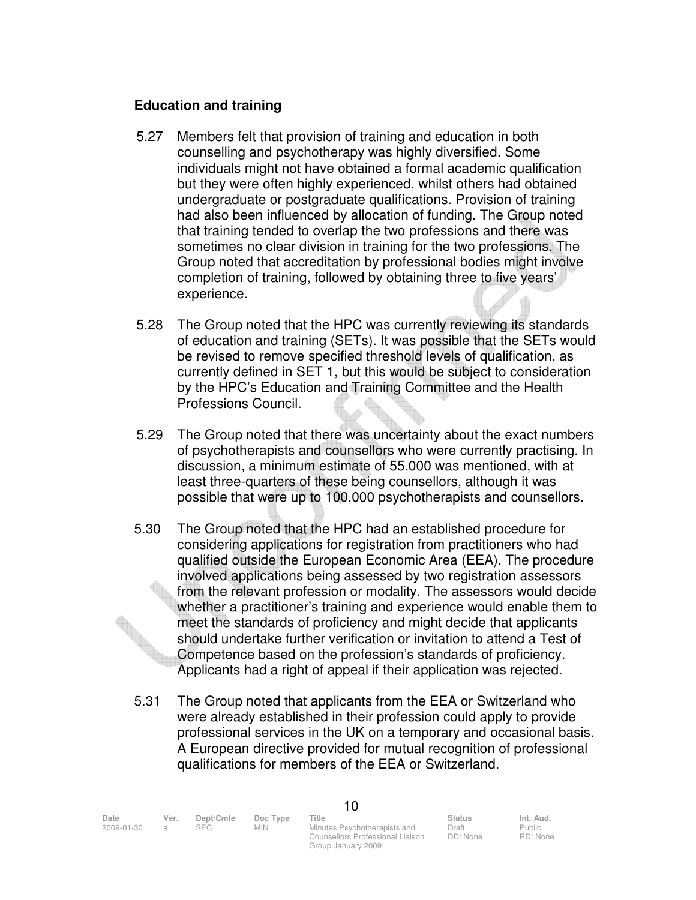## Education and training

5.27 Members felt that provision of training and education in both counselling and psychotherapy was highly diversified. Some individuals might not have obtained a formal academic qualification but they were often highly experienced, whilst others had obtained undergraduate or postgraduate qualifications. Provision of training had also been influenced by allocation of funding. The Group noted that training tended to overlap the two professions and there was sometimes no clear division in training for the two professions. The Group noted that accreditation by professional bodies might involve completion of training, followed by obtaining three to five years' experience.

5.28 The Group noted that the HPC was currently reviewing its standards of education and training (SETs). It was possible that the SETs would be revised to remove specified threshold levels of qualification, as currently defined in SET 1, but this would be subject to consideration by the HPC's Education and Training Committee and the Health Professions Council.

5.29 The Group noted that there was uncertainty about the exact numbers of psychotherapists and counsellors who were currently practising. In discussion, a minimum estimate of 55,000 was mentioned, with at least three-quarters of these being counsellors, although it was possible that were up to 100,000 psychotherapists and counsellors.

5.30 The Group noted that the HPC had an established procedure for considering applications for registration from practitioners who had qualified outside the European Economic Area (EEA). The procedure involved applications being assessed by two registration assessors from the relevant profession or modality. The assessors would decide whether a practitioner's training and experience would enable them to meet the standards of proficiency and might decide that applicants should undertake further verification or invitation to attend a Test of Competence based on the profession's standards of proficiency. Applicants had a right of appeal if their application was rejected.

5.31 The Group noted that applicants from the EEA or Switzerland who were already established in their profession could apply to provide professional services in the UK on a temporary and occasional basis. A European directive provided for mutual recognition of professional qualifications for members of the EEA or Switzerland.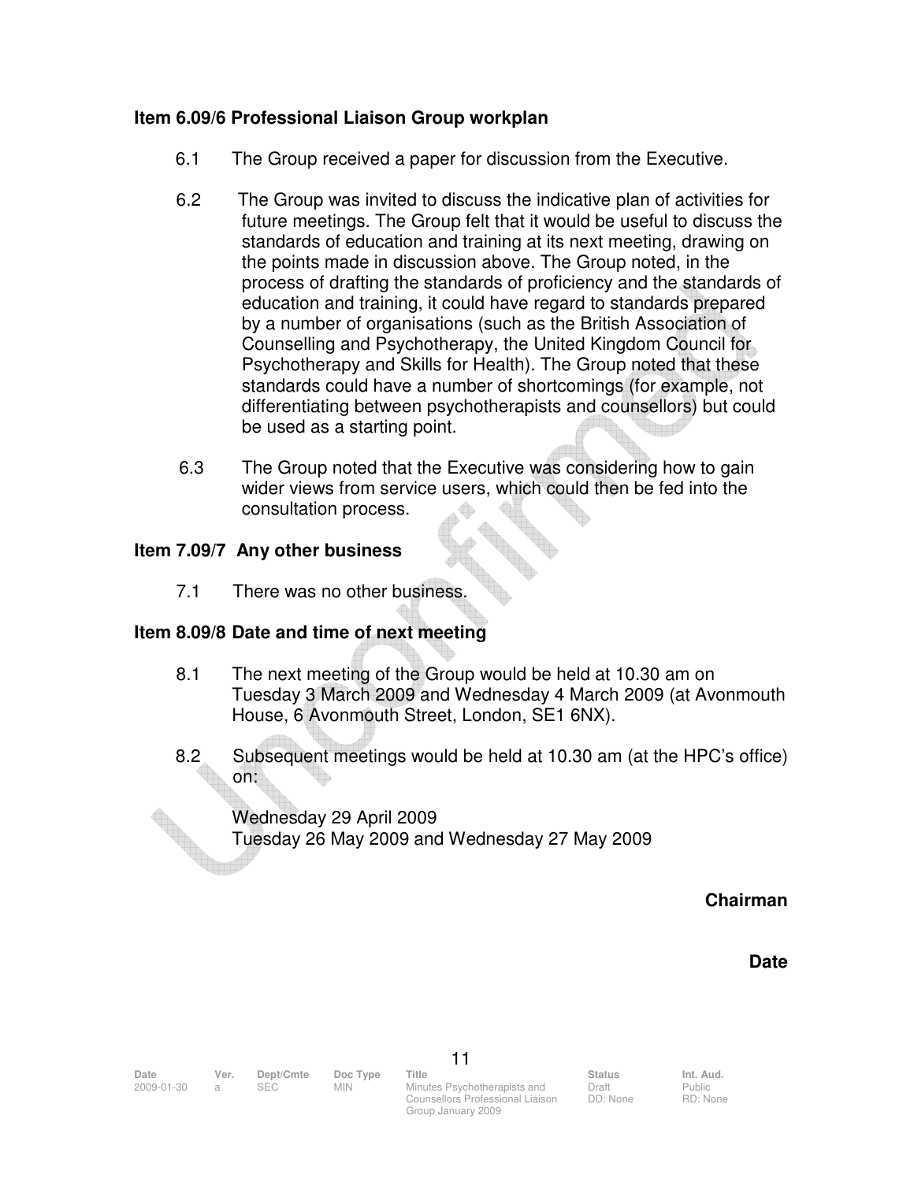**Item 6.09/6 Professional Liaison Group workplan**

6.1 The Group received a paper for discussion from the Executive.

6.2 The Group was invited to discuss the indicative plan of activities for future meetings. The Group felt that it would be useful to discuss the standards of education and training at its next meeting, drawing on the points made in discussion above. The Group noted, in the process of drafting the standards of proficiency and the standards of education and training, it could have regard to standards prepared by a number of organisations (such as the British Association of Counselling and Psychotherapy, the United Kingdom Council for Psychotherapy and Skills for Health). The Group noted that these standards could have a number of shortcomings (for example, not differentiating between psychotherapists and counsellors) but could be used as a starting point.

6.3 The Group noted that the Executive was considering how to gain wider views from service users, which could then be fed into the consultation process.

**Item 7.09/7 Any other business**

7.1 There was no other business.

**Item 8.09/8 Date and time of next meeting**

8.1 The next meeting of the Group would be held at 10.30 am on Tuesday 3 March 2009 and Wednesday 4 March 2009 (at Avonmouth House, 6 Avonmouth Street, London, SE1 6NX).

8.2 Subsequent meetings would be held at 10.30 am (at the HPC's office) on:

Wednesday 29 April 2009
Tuesday 26 May 2009 and Wednesday 27 May 2009

**Chairman**

**Date**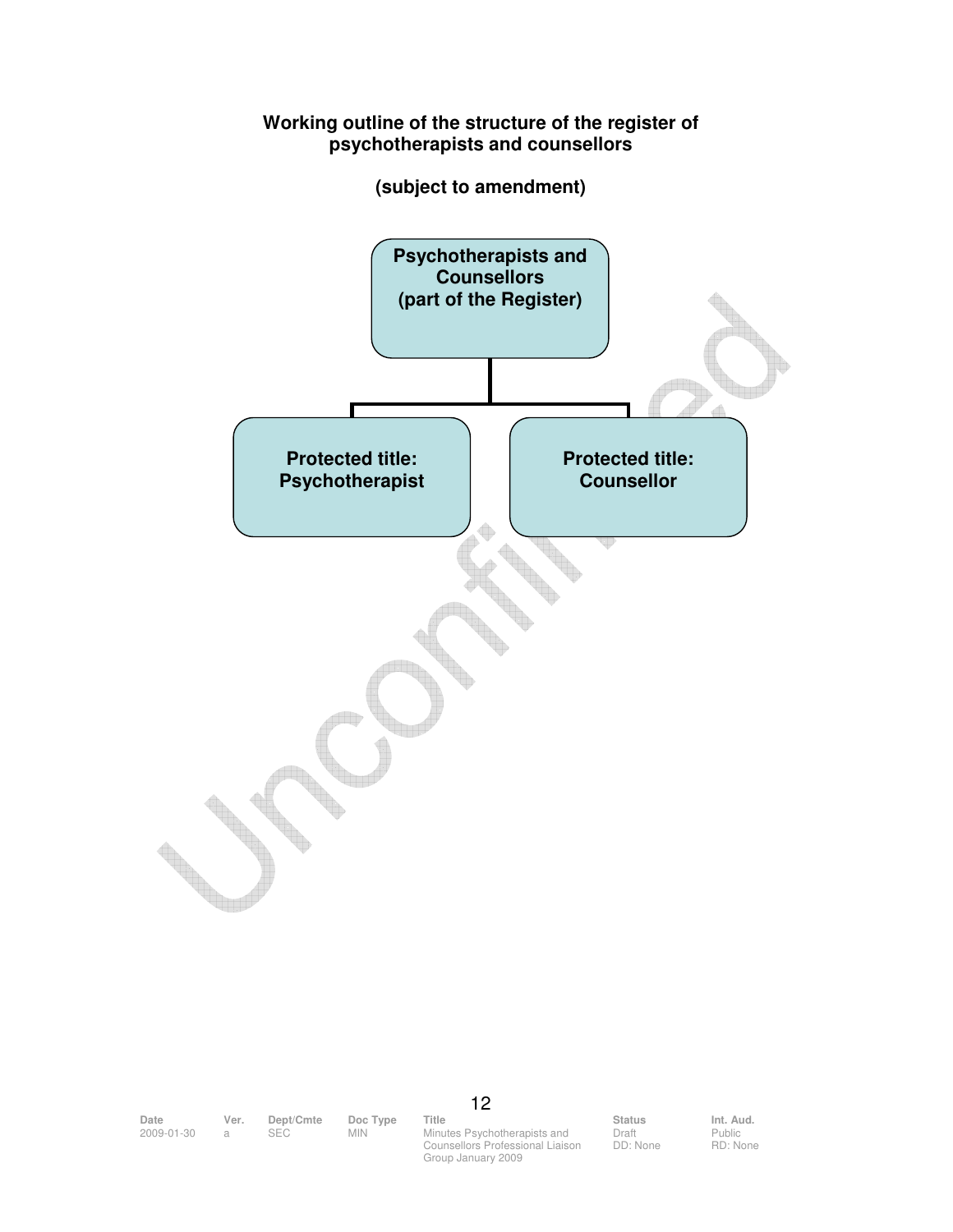**Working outline of the structure of the register of psychotherapists and counsellors**

**(subject to amendment)**

**Psychotherapists and Counsellors (part of the Register)**

- **Protected title: Psychotherapist**
- **Protected title: Counsellor**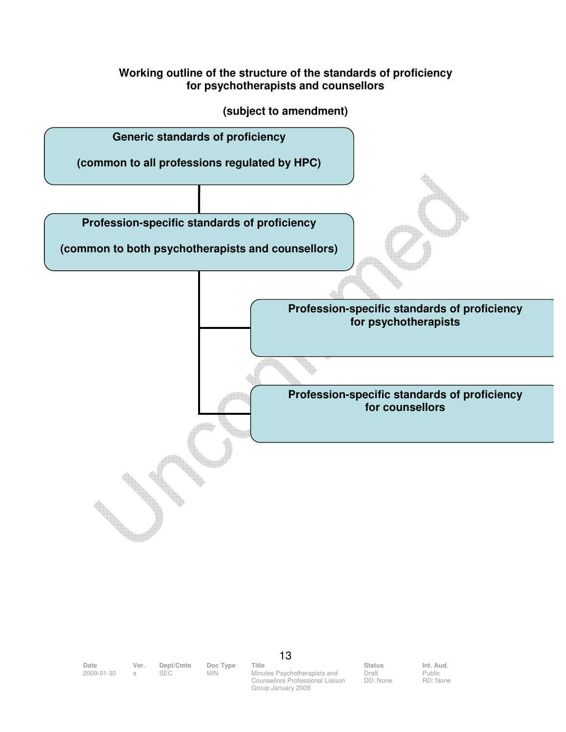**Working outline of the structure of the standards of proficiency for psychotherapists and counsellors**

**(subject to amendment)**

**Generic standards of proficiency**

**(common to all professions regulated by HPC)**

**Profession-specific standards of proficiency**

**(common to both psychotherapists and counsellors)**

**Profession-specific standards of proficiency for psychotherapists**

**Profession-specific standards of proficiency for counsellors**